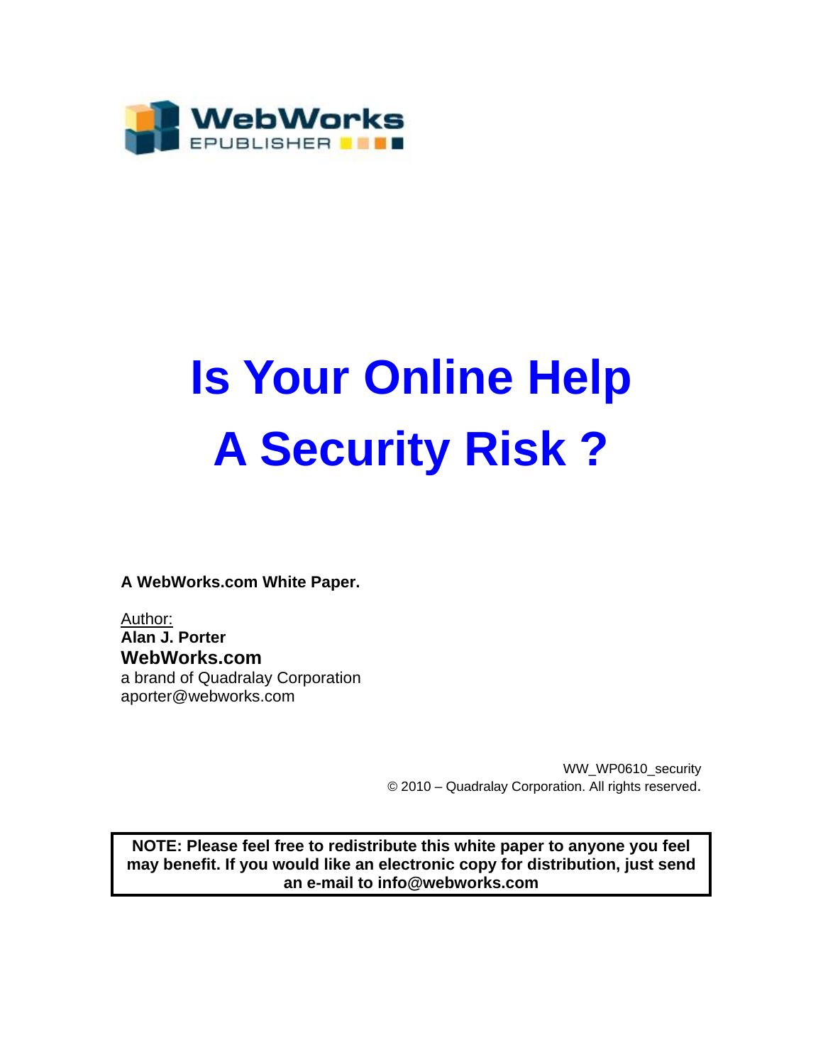WebWorks
EPUBLISHER

# Is Your Online Help A Security Risk ?

**A WebWorks.com White Paper.**

Author:
**Alan J. Porter**
**WebWorks.com**
a brand of Quadralay Corporation
aporter@webworks.com

WW_WP0610_security
© 2010 – Quadralay Corporation. All rights reserved.

**NOTE: Please feel free to redistribute this white paper to anyone you feel may benefit. If you would like an electronic copy for distribution, just send an e-mail to info@webworks.com**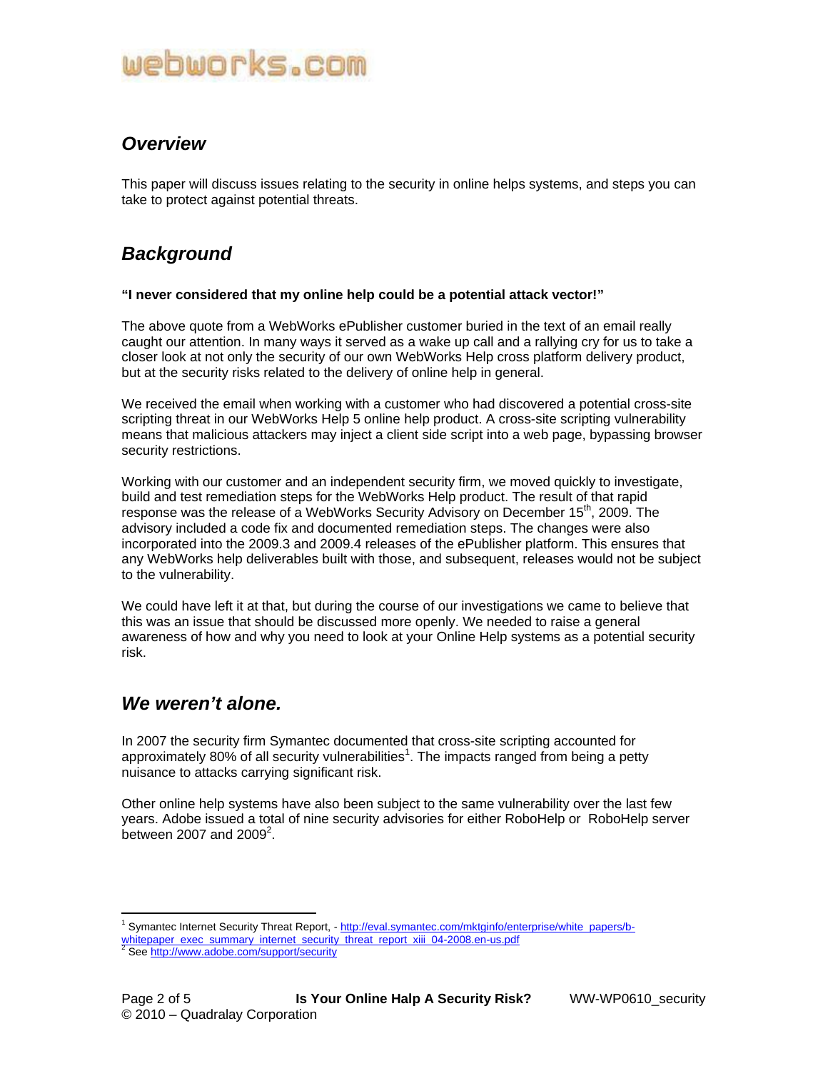## Overview

This paper will discuss issues relating to the security in online helps systems, and steps you can take to protect against potential threats.

## Background

**"I never considered that my online help could be a potential attack vector!"**

The above quote from a WebWorks ePublisher customer buried in the text of an email really caught our attention. In many ways it served as a wake up call and a rallying cry for us to take a closer look at not only the security of our own WebWorks Help cross platform delivery product, but at the security risks related to the delivery of online help in general.

We received the email when working with a customer who had discovered a potential cross-site scripting threat in our WebWorks Help 5 online help product. A cross-site scripting vulnerability means that malicious attackers may inject a client side script into a web page, bypassing browser security restrictions.

Working with our customer and an independent security firm, we moved quickly to investigate, build and test remediation steps for the WebWorks Help product. The result of that rapid response was the release of a WebWorks Security Advisory on December 15th, 2009. The advisory included a code fix and documented remediation steps. The changes were also incorporated into the 2009.3 and 2009.4 releases of the ePublisher platform. This ensures that any WebWorks help deliverables built with those, and subsequent, releases would not be subject to the vulnerability.

We could have left it at that, but during the course of our investigations we came to believe that this was an issue that should be discussed more openly. We needed to raise a general awareness of how and why you need to look at your Online Help systems as a potential security risk.

## We weren't alone.

In 2007 the security firm Symantec documented that cross-site scripting accounted for approximately 80% of all security vulnerabilities[1]. The impacts ranged from being a petty nuisance to attacks carrying significant risk.

Other online help systems have also been subject to the same vulnerability over the last few years. Adobe issued a total of nine security advisories for either RoboHelp or RoboHelp server between 2007 and 2009[2].

---

[1] Symantec Internet Security Threat Report, - http://eval.symantec.com/mktginfo/enterprise/white_papers/b-whitepaper_exec_summary_internet_security_threat_report_xiii_04-2008.en-us.pdf

[2] See http://www.adobe.com/support/security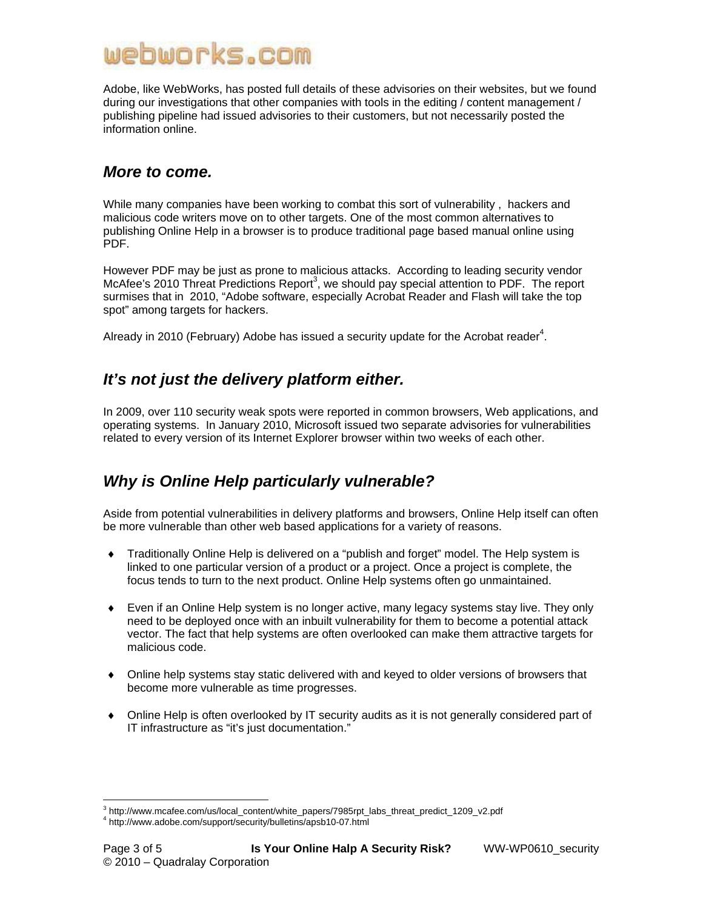Adobe, like WebWorks, has posted full details of these advisories on their websites, but we found during our investigations that other companies with tools in the editing / content management / publishing pipeline had issued advisories to their customers, but not necessarily posted the information online.

## *More to come.*

While many companies have been working to combat this sort of vulnerability , hackers and malicious code writers move on to other targets. One of the most common alternatives to publishing Online Help in a browser is to produce traditional page based manual online using PDF.

However PDF may be just as prone to malicious attacks. According to leading security vendor McAfee's 2010 Threat Predictions Report[3], we should pay special attention to PDF. The report surmises that in 2010, "Adobe software, especially Acrobat Reader and Flash will take the top spot" among targets for hackers.

Already in 2010 (February) Adobe has issued a security update for the Acrobat reader[4].

## *It's not just the delivery platform either.*

In 2009, over 110 security weak spots were reported in common browsers, Web applications, and operating systems. In January 2010, Microsoft issued two separate advisories for vulnerabilities related to every version of its Internet Explorer browser within two weeks of each other.

## *Why is Online Help particularly vulnerable?*

Aside from potential vulnerabilities in delivery platforms and browsers, Online Help itself can often be more vulnerable than other web based applications for a variety of reasons.

- Traditionally Online Help is delivered on a "publish and forget" model. The Help system is linked to one particular version of a product or a project. Once a project is complete, the focus tends to turn to the next product. Online Help systems often go unmaintained.
- Even if an Online Help system is no longer active, many legacy systems stay live. They only need to be deployed once with an inbuilt vulnerability for them to become a potential attack vector. The fact that help systems are often overlooked can make them attractive targets for malicious code.
- Online help systems stay static delivered with and keyed to older versions of browsers that become more vulnerable as time progresses.
- Online Help is often overlooked by IT security audits as it is not generally considered part of IT infrastructure as "it's just documentation."

---

[3] http://www.mcafee.com/us/local_content/white_papers/7985rpt_labs_threat_predict_1209_v2.pdf

[4] http://www.adobe.com/support/security/bulletins/apsb10-07.html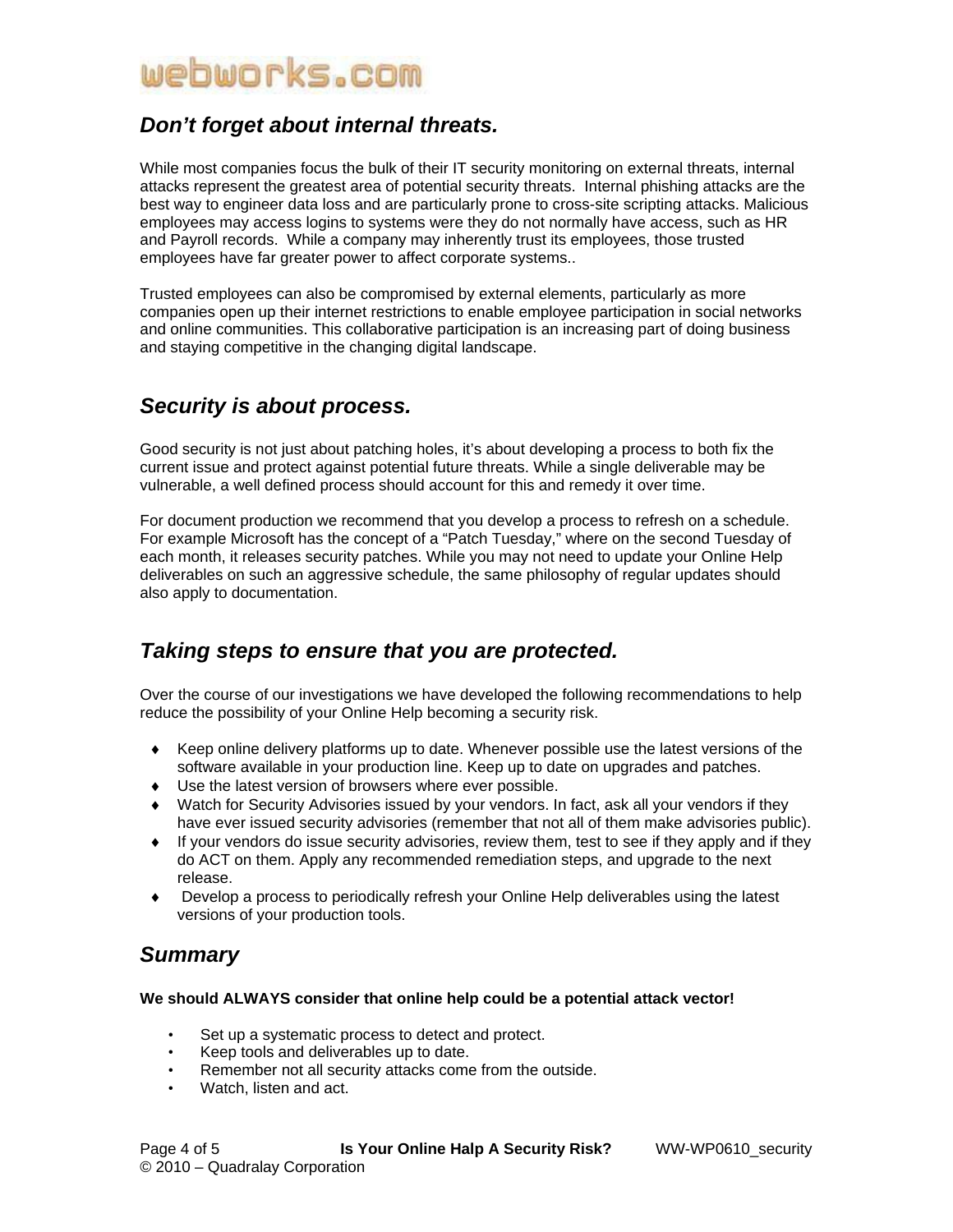## *Don't forget about internal threats.*

While most companies focus the bulk of their IT security monitoring on external threats, internal attacks represent the greatest area of potential security threats. Internal phishing attacks are the best way to engineer data loss and are particularly prone to cross-site scripting attacks. Malicious employees may access logins to systems were they do not normally have access, such as HR and Payroll records. While a company may inherently trust its employees, those trusted employees have far greater power to affect corporate systems..

Trusted employees can also be compromised by external elements, particularly as more companies open up their internet restrictions to enable employee participation in social networks and online communities. This collaborative participation is an increasing part of doing business and staying competitive in the changing digital landscape.

## *Security is about process.*

Good security is not just about patching holes, it's about developing a process to both fix the current issue and protect against potential future threats. While a single deliverable may be vulnerable, a well defined process should account for this and remedy it over time.

For document production we recommend that you develop a process to refresh on a schedule. For example Microsoft has the concept of a "Patch Tuesday," where on the second Tuesday of each month, it releases security patches. While you may not need to update your Online Help deliverables on such an aggressive schedule, the same philosophy of regular updates should also apply to documentation.

## *Taking steps to ensure that you are protected.*

Over the course of our investigations we have developed the following recommendations to help reduce the possibility of your Online Help becoming a security risk.

- Keep online delivery platforms up to date. Whenever possible use the latest versions of the software available in your production line. Keep up to date on upgrades and patches.
- Use the latest version of browsers where ever possible.
- Watch for Security Advisories issued by your vendors. In fact, ask all your vendors if they have ever issued security advisories (remember that not all of them make advisories public).
- If your vendors do issue security advisories, review them, test to see if they apply and if they do ACT on them. Apply any recommended remediation steps, and upgrade to the next release.
- Develop a process to periodically refresh your Online Help deliverables using the latest versions of your production tools.

## *Summary*

**We should ALWAYS consider that online help could be a potential attack vector!**

- Set up a systematic process to detect and protect.
- Keep tools and deliverables up to date.
- Remember not all security attacks come from the outside.
- Watch, listen and act.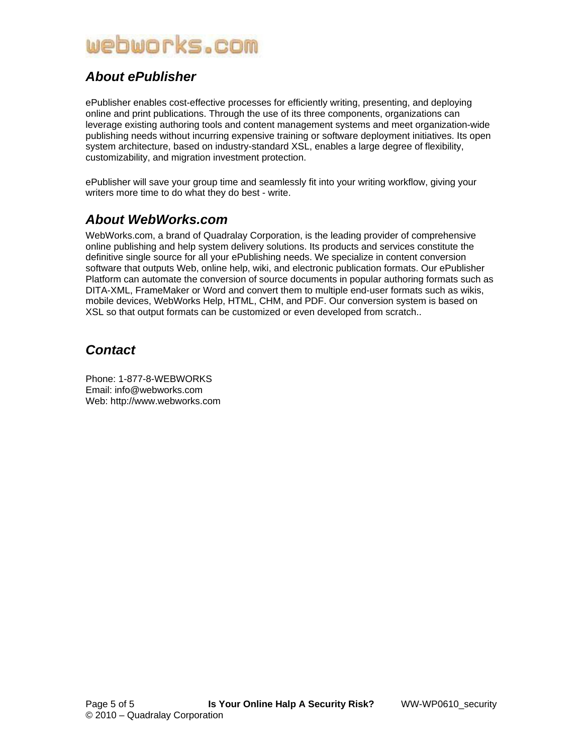## About ePublisher

ePublisher enables cost-effective processes for efficiently writing, presenting, and deploying online and print publications. Through the use of its three components, organizations can leverage existing authoring tools and content management systems and meet organization-wide publishing needs without incurring expensive training or software deployment initiatives. Its open system architecture, based on industry-standard XSL, enables a large degree of flexibility, customizability, and migration investment protection.

ePublisher will save your group time and seamlessly fit into your writing workflow, giving your writers more time to do what they do best - write.

## About WebWorks.com

WebWorks.com, a brand of Quadralay Corporation, is the leading provider of comprehensive online publishing and help system delivery solutions. Its products and services constitute the definitive single source for all your ePublishing needs. We specialize in content conversion software that outputs Web, online help, wiki, and electronic publication formats. Our ePublisher Platform can automate the conversion of source documents in popular authoring formats such as DITA-XML, FrameMaker or Word and convert them to multiple end-user formats such as wikis, mobile devices, WebWorks Help, HTML, CHM, and PDF. Our conversion system is based on XSL so that output formats can be customized or even developed from scratch..

## Contact

Phone: 1-877-8-WEBWORKS
Email: info@webworks.com
Web: http://www.webworks.com